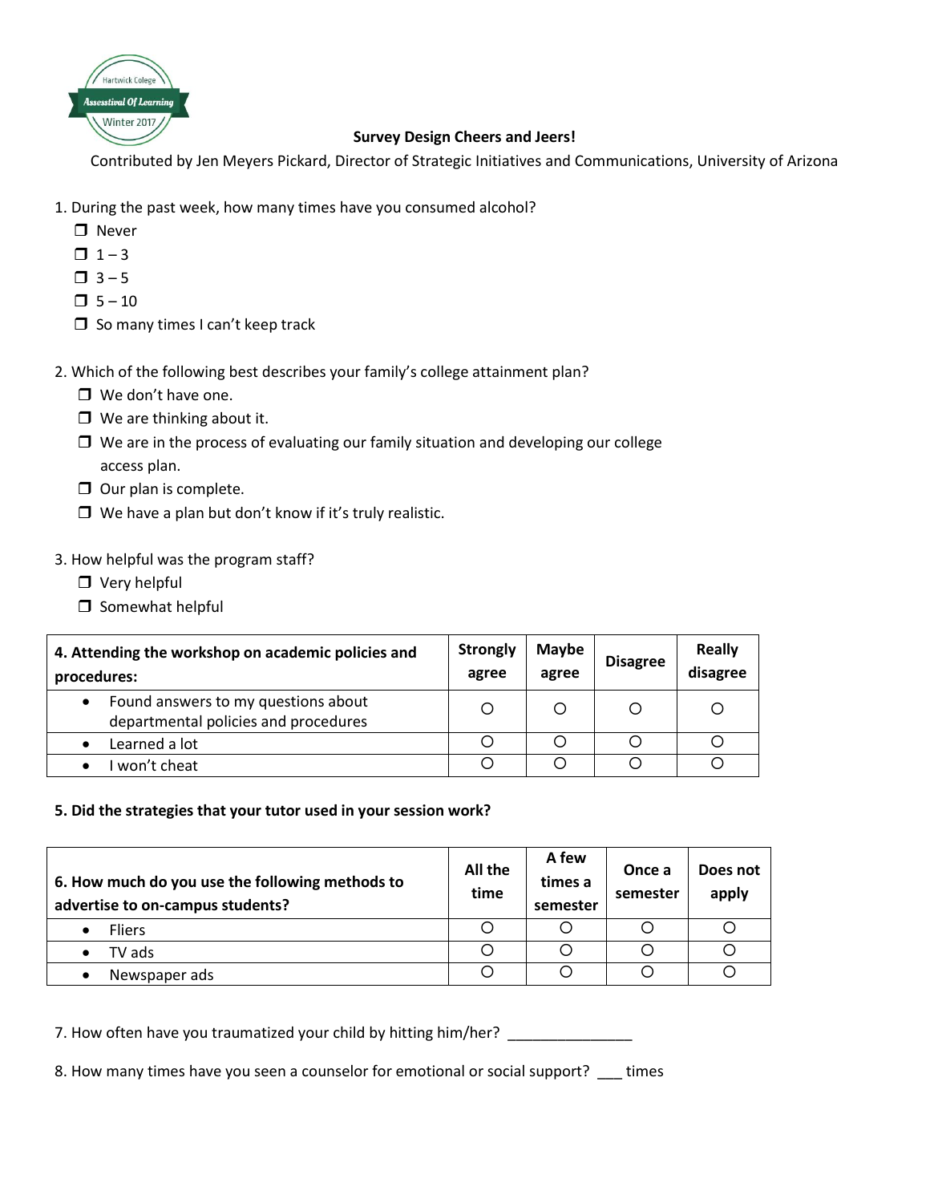Hartwick College Assesstival Of Learning Winter 2017

**Survey Design Cheers and Jeers!**

Contributed by Jen Meyers Pickard, Director of Strategic Initiatives and Communications, University of Arizona

1. During the past week, how many times have you consumed alcohol?
   - ☐ Never
   - ☐ 1 – 3
   - ☐ 3 – 5
   - ☐ 5 – 10
   - ☐ So many times I can't keep track

2. Which of the following best describes your family's college attainment plan?
   - ☐ We don't have one.
   - ☐ We are thinking about it.
   - ☐ We are in the process of evaluating our family situation and developing our college access plan.
   - ☐ Our plan is complete.
   - ☐ We have a plan but don't know if it's truly realistic.

3. How helpful was the program staff?
   - ☐ Very helpful
   - ☐ Somewhat helpful

| **4. Attending the workshop on academic policies and procedures:** | **Strongly agree** | **Maybe agree** | **Disagree** | **Really disagree** |
|---|---|---|---|---|
| • Found answers to my questions about departmental policies and procedures | ○ | ○ | ○ | ○ |
| • Learned a lot | ○ | ○ | ○ | ○ |
| • I won't cheat | ○ | ○ | ○ | ○ |

**5. Did the strategies that your tutor used in your session work?**

| **6. How much do you use the following methods to advertise to on-campus students?** | **All the time** | **A few times a semester** | **Once a semester** | **Does not apply** |
|---|---|---|---|---|
| • Fliers | ○ | ○ | ○ | ○ |
| • TV ads | ○ | ○ | ○ | ○ |
| • Newspaper ads | ○ | ○ | ○ | ○ |

7. How often have you traumatized your child by hitting him/her? _______________

8. How many times have you seen a counselor for emotional or social support? ___ times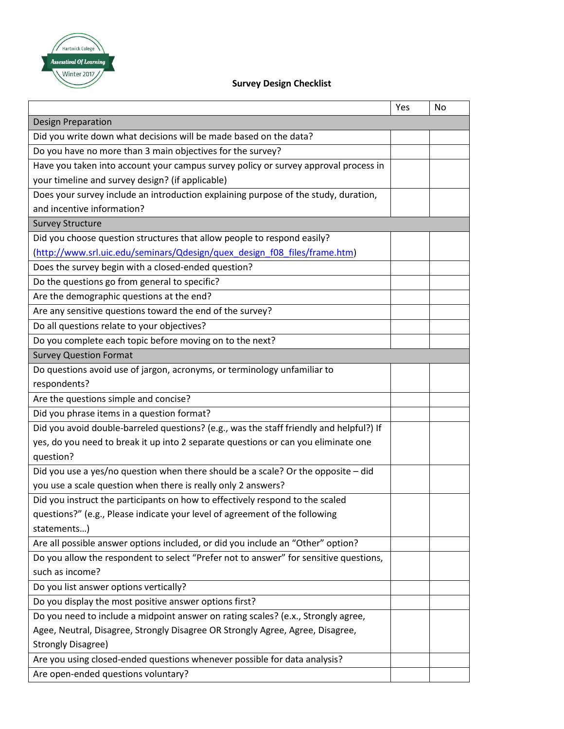Hartwick College
Assesstival Of Learning
Winter 2017

**Survey Design Checklist**

| | Yes | No |
|---|---|---|
| Design Preparation | | |
| Did you write down what decisions will be made based on the data? | | |
| Do you have no more than 3 main objectives for the survey? | | |
| Have you taken into account your campus survey policy or survey approval process in your timeline and survey design? (if applicable) | | |
| Does your survey include an introduction explaining purpose of the study, duration, and incentive information? | | |
| Survey Structure | | |
| Did you choose question structures that allow people to respond easily? (http://www.srl.uic.edu/seminars/Qdesign/quex_design_f08_files/frame.htm) | | |
| Does the survey begin with a closed-ended question? | | |
| Do the questions go from general to specific? | | |
| Are the demographic questions at the end? | | |
| Are any sensitive questions toward the end of the survey? | | |
| Do all questions relate to your objectives? | | |
| Do you complete each topic before moving on to the next? | | |
| Survey Question Format | | |
| Do questions avoid use of jargon, acronyms, or terminology unfamiliar to respondents? | | |
| Are the questions simple and concise? | | |
| Did you phrase items in a question format? | | |
| Did you avoid double-barreled questions? (e.g., was the staff friendly and helpful?) If yes, do you need to break it up into 2 separate questions or can you eliminate one question? | | |
| Did you use a yes/no question when there should be a scale? Or the opposite – did you use a scale question when there is really only 2 answers? | | |
| Did you instruct the participants on how to effectively respond to the scaled questions?" (e.g., Please indicate your level of agreement of the following statements…) | | |
| Are all possible answer options included, or did you include an "Other" option? | | |
| Do you allow the respondent to select "Prefer not to answer" for sensitive questions, such as income? | | |
| Do you list answer options vertically? | | |
| Do you display the most positive answer options first? | | |
| Do you need to include a midpoint answer on rating scales? (e.x., Strongly agree, Agee, Neutral, Disagree, Strongly Disagree OR Strongly Agree, Agree, Disagree, Strongly Disagree) | | |
| Are you using closed-ended questions whenever possible for data analysis? | | |
| Are open-ended questions voluntary? | | |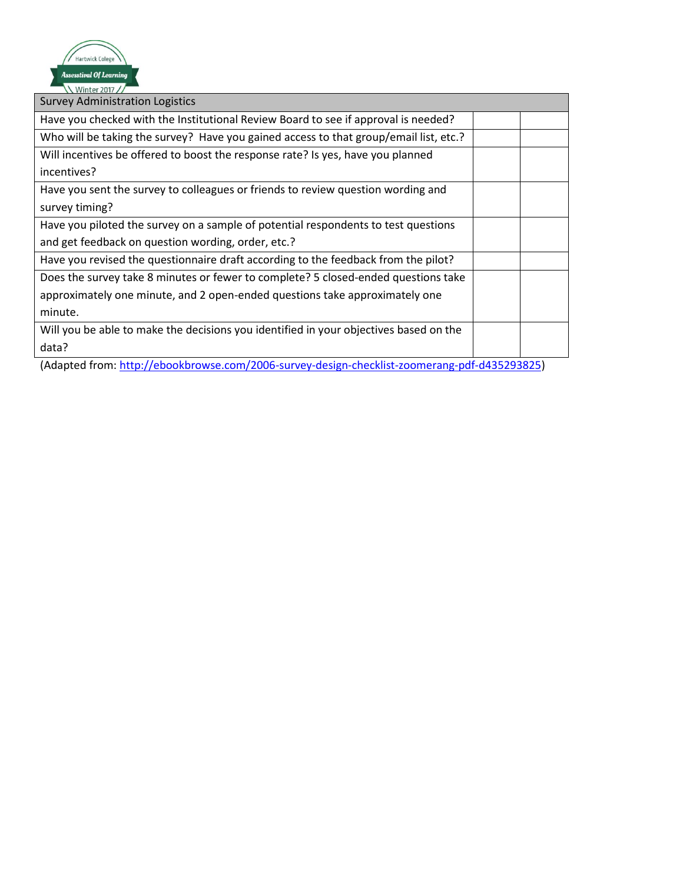| Survey Administration Logistics | | |
|---|---|---|
| Have you checked with the Institutional Review Board to see if approval is needed? | | |
| Who will be taking the survey? Have you gained access to that group/email list, etc.? | | |
| Will incentives be offered to boost the response rate? Is yes, have you planned incentives? | | |
| Have you sent the survey to colleagues or friends to review question wording and survey timing? | | |
| Have you piloted the survey on a sample of potential respondents to test questions and get feedback on question wording, order, etc.? | | |
| Have you revised the questionnaire draft according to the feedback from the pilot? | | |
| Does the survey take 8 minutes or fewer to complete? 5 closed-ended questions take approximately one minute, and 2 open-ended questions take approximately one minute. | | |
| Will you be able to make the decisions you identified in your objectives based on the data? | | |

(Adapted from: http://ebookbrowse.com/2006-survey-design-checklist-zoomerang-pdf-d435293825)